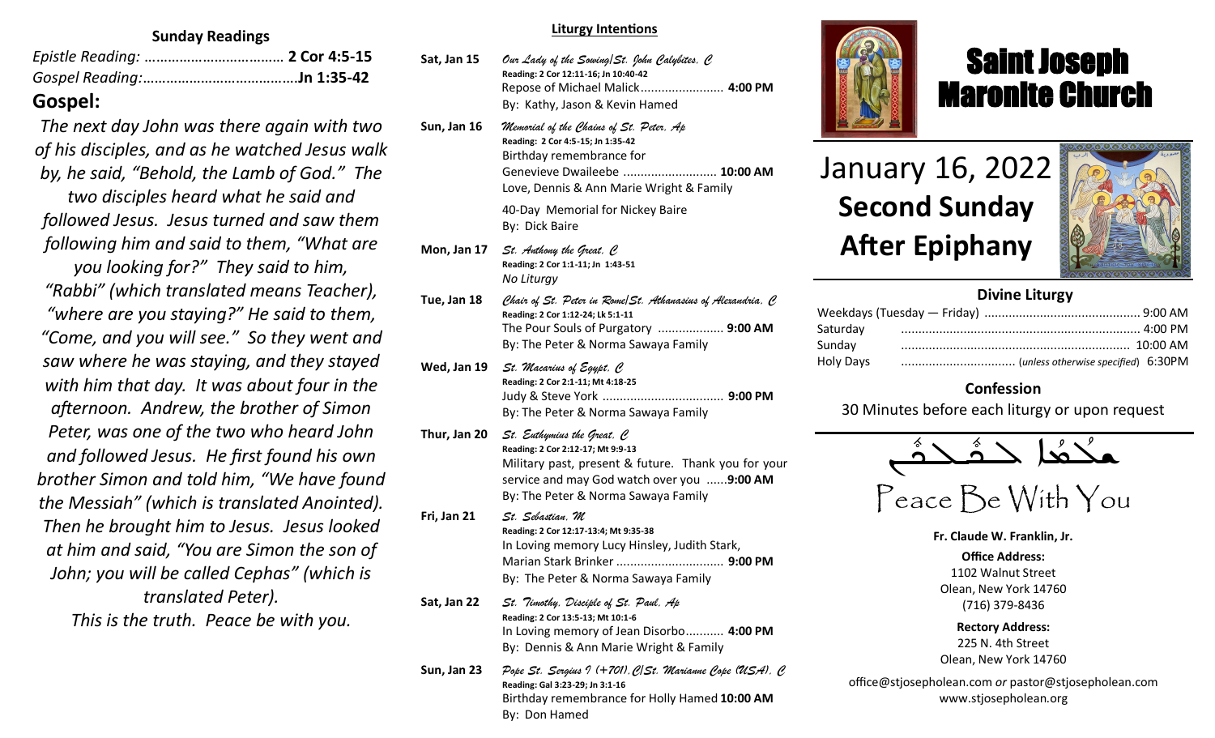## Sunday Readings

*Epistle Reading:* ……………………………… **2 Cor 4:5-15**
*Gospel Reading:*…………………………………**Jn 1:35-42**

## Gospel:

*The next day John was there again with two of his disciples, and as he watched Jesus walk by, he said, "Behold, the Lamb of God." The two disciples heard what he said and followed Jesus. Jesus turned and saw them following him and said to them, "What are you looking for?" They said to him, "Rabbi" (which translated means Teacher), "where are you staying?" He said to them, "Come, and you will see." So they went and saw where he was staying, and they stayed with him that day. It was about four in the afternoon. Andrew, the brother of Simon Peter, was one of the two who heard John and followed Jesus. He first found his own brother Simon and told him, "We have found the Messiah" (which is translated Anointed). Then he brought him to Jesus. Jesus looked at him and said, "You are Simon the son of John; you will be called Cephas" (which is translated Peter).*
*This is the truth. Peace be with you.*

### Liturgy Intentions

**Sat, Jan 15** — *Our Lady of the Sowing/St. John Calybites, C*
**Reading: 2 Cor 12:11-16; Jn 10:40-42**
Repose of Michael Malick........................ **4:00 PM**
By: Kathy, Jason & Kevin Hamed

**Sun, Jan 16** — *Memorial of the Chains of St. Peter, Ap*
**Reading: 2 Cor 4:5-15; Jn 1:35-42**
Birthday remembrance for Genevieve Dwaileebe ........................... **10:00 AM**
Love, Dennis & Ann Marie Wright & Family

40-Day Memorial for Nickey Baire
By: Dick Baire

**Mon, Jan 17** — *St. Anthony the Great, C*
**Reading: 2 Cor 1:1-11; Jn 1:43-51**
*No Liturgy*

**Tue, Jan 18** — *Chair of St. Peter in Rome/St. Athanasius of Alexandria, C*
**Reading: 2 Cor 1:12-24; Lk 5:1-11**
The Pour Souls of Purgatory ................... **9:00 AM**
By: The Peter & Norma Sawaya Family

**Wed, Jan 19** — *St. Macarius of Egypt, C*
**Reading: 2 Cor 2:1-11; Mt 4:18-25**
Judy & Steve York .................................. **9:00 PM**
By: The Peter & Norma Sawaya Family

**Thur, Jan 20** — *St. Euthymius the Great, C*
**Reading: 2 Cor 2:12-17; Mt 9:9-13**
Military past, present & future. Thank you for your service and may God watch over you ......**9:00 AM**
By: The Peter & Norma Sawaya Family

**Fri, Jan 21** — *St. Sebastian, M*
**Reading: 2 Cor 12:17-13:4; Mt 9:35-38**
In Loving memory Lucy Hinsley, Judith Stark, Marian Stark Brinker ............................... **9:00 PM**
By: The Peter & Norma Sawaya Family

**Sat, Jan 22** — *St. Timothy, Disciple of St. Paul, Ap*
**Reading: 2 Cor 13:5-13; Mt 10:1-6**
In Loving memory of Jean Disorbo........... **4:00 PM**
By: Dennis & Ann Marie Wright & Family

**Sun, Jan 23** — *Pope St. Sergius I (+701), C/St. Marianne Cope (USA), C*
**Reading: Gal 3:23-29; Jn 3:1-16**
Birthday remembrance for Holly Hamed **10:00 AM**
By: Don Hamed

# Saint Joseph Maronite Church

# January 16, 2022
## Second Sunday After Epiphany

### Divine Liturgy

| | |
|---|---|
| Weekdays (Tuesday — Friday) | 9:00 AM |
| Saturday | 4:00 PM |
| Sunday | 10:00 AM |
| Holy Days | (*unless otherwise specified*) 6:30PM |

### Confession

30 Minutes before each liturgy or upon request

ܫܠܡܐ ܠܟܠܟܘܢ

Peace Be With You

**Fr. Claude W. Franklin, Jr.**

**Office Address:**
1102 Walnut Street
Olean, New York 14760
(716) 379-8436

**Rectory Address:**
225 N. 4th Street
Olean, New York 14760

office@stjosepholean.com *or* pastor@stjosepholean.com
www.stjosepholean.org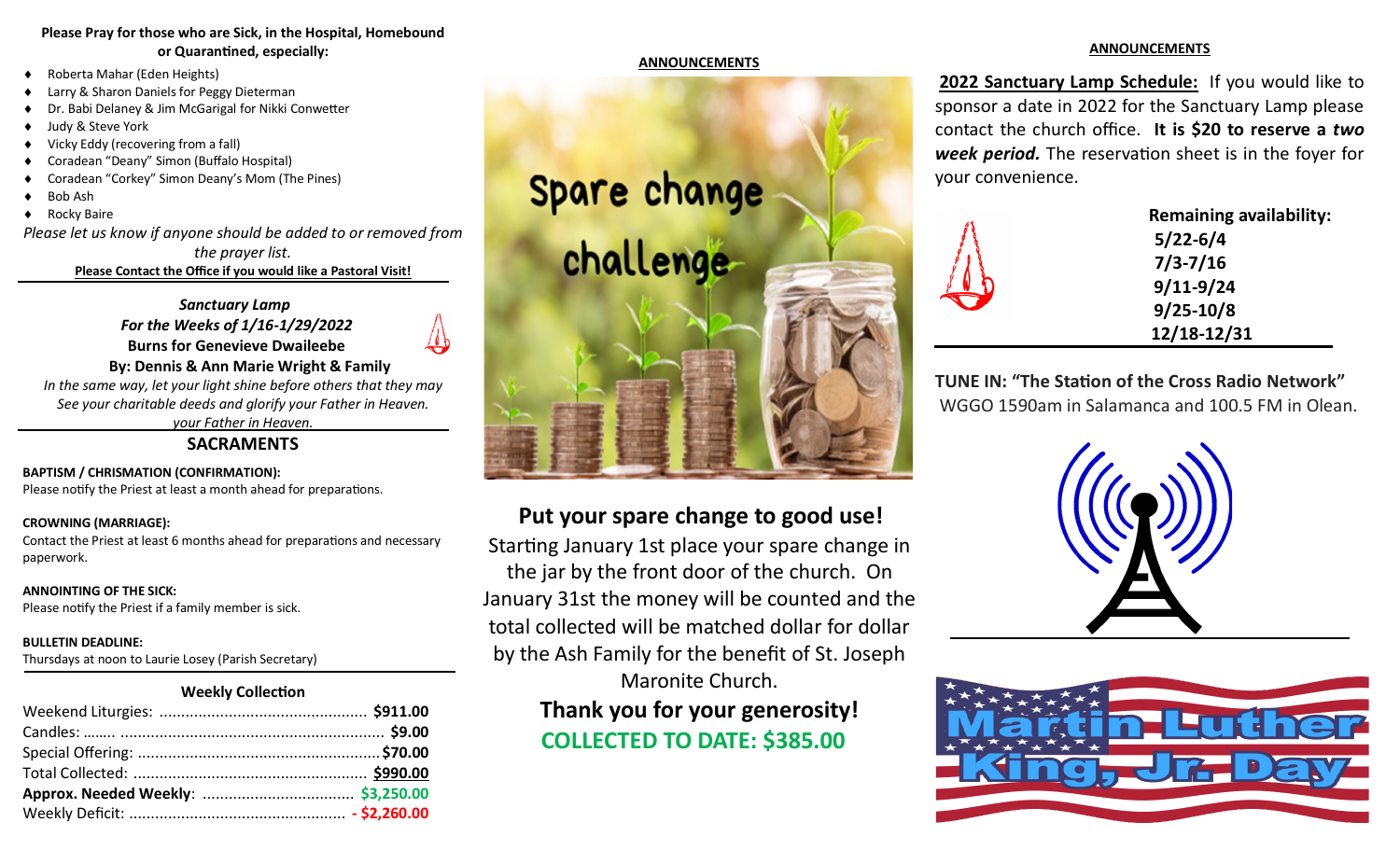**Please Pray for those who are Sick, in the Hospital, Homebound or Quarantined, especially:**

- Roberta Mahar (Eden Heights)
- Larry & Sharon Daniels for Peggy Dieterman
- Dr. Babi Delaney & Jim McGarigal for Nikki Conwetter
- Judy & Steve York
- Vicky Eddy (recovering from a fall)
- Coradean “Deany” Simon (Buffalo Hospital)
- Coradean “Corkey” Simon Deany’s Mom (The Pines)
- Bob Ash
- Rocky Baire

*Please let us know if anyone should be added to or removed from the prayer list.*

**Please Contact the Office if you would like a Pastoral Visit!**

***Sanctuary Lamp***

***For the Weeks of 1/16-1/29/2022***

**Burns for Genevieve Dwaileebe**

**By: Dennis & Ann Marie Wright & Family**

*In the same way, let your light shine before others that they may See your charitable deeds and glorify your Father in Heaven. your Father in Heaven.*

## SACRAMENTS

**BAPTISM / CHRISMATION (CONFIRMATION):**
Please notify the Priest at least a month ahead for preparations.

**CROWNING (MARRIAGE):**
Contact the Priest at least 6 months ahead for preparations and necessary paperwork.

**ANOINTING OF THE SICK:**
Please notify the Priest if a family member is sick.

**BULLETIN DEADLINE:**
Thursdays at noon to Laurie Losey (Parish Secretary)

### Weekly Collection

| | |
|---|---|
| Weekend Liturgies: | **$911.00** |
| Candles: …….. | **$9.00** |
| Special Offering: | **$70.00** |
| Total Collected: | **$990.00** |
| **Approx. Needed Weekly**: | **$3,250.00** |
| Weekly Deficit: | **- $2,260.00** |

**ANNOUNCEMENTS**

Spare change challenge

## Put your spare change to good use!

Starting January 1st place your spare change in the jar by the front door of the church. On January 31st the money will be counted and the total collected will be matched dollar for dollar by the Ash Family for the benefit of St. Joseph Maronite Church.

**Thank you for your generosity!**

**COLLECTED TO DATE: $385.00**

**ANNOUNCEMENTS**

**2022 Sanctuary Lamp Schedule:** If you would like to sponsor a date in 2022 for the Sanctuary Lamp please contact the church office. **It is $20 to reserve a *two week period.*** The reservation sheet is in the foyer for your convenience.

**Remaining availability:**
**5/22-6/4**
**7/3-7/16**
**9/11-9/24**
**9/25-10/8**
**12/18-12/31**

**TUNE IN: “The Station of the Cross Radio Network”**
WGGO 1590am in Salamanca and 100.5 FM in Olean.

Martin Luther King, Jr. Day